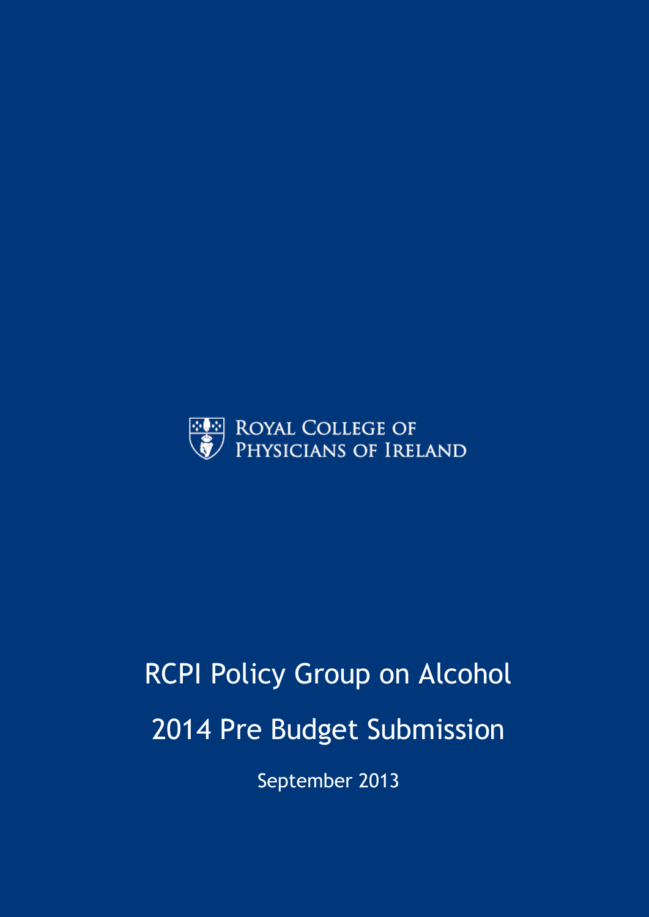Royal College of Physicians of Ireland

# RCPI Policy Group on Alcohol

# 2014 Pre Budget Submission

September 2013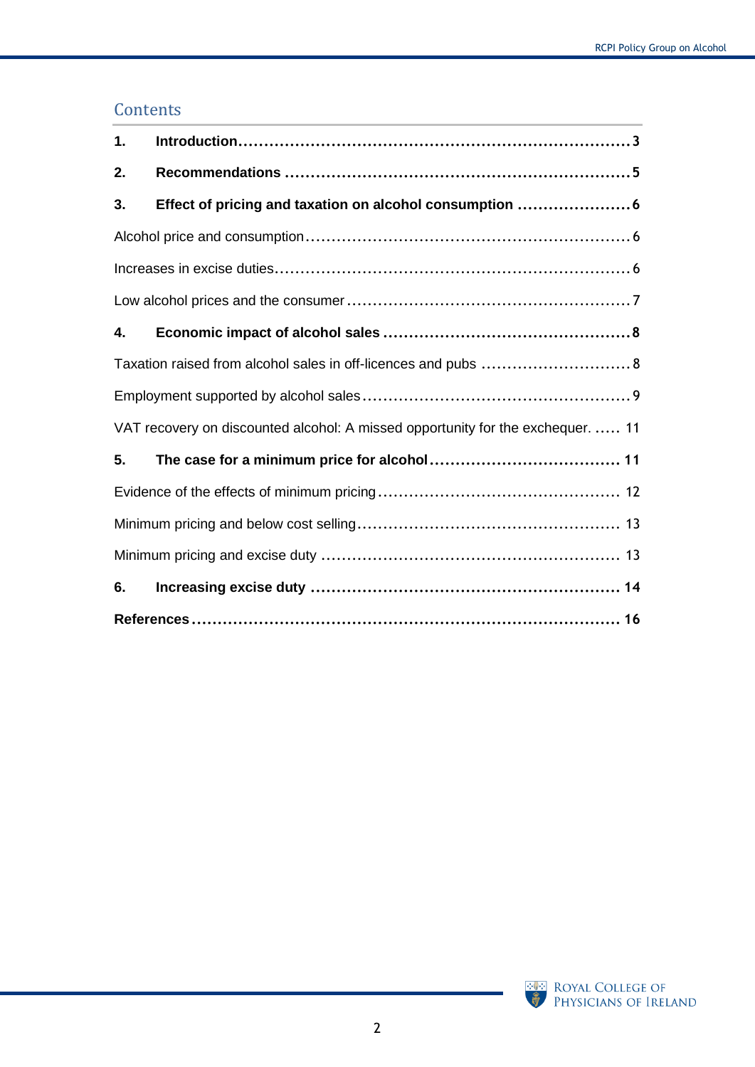## Contents

**1. Introduction** ........................................................................ 3

**2. Recommendations** ................................................................ 5

**3. Effect of pricing and taxation on alcohol consumption** ...................... 6

Alcohol price and consumption ............................................................ 6

Increases in excise duties .................................................................... 6

Low alcohol prices and the consumer .................................................... 7

**4. Economic impact of alcohol sales** ............................................... 8

Taxation raised from alcohol sales in off-licences and pubs ......................... 8

Employment supported by alcohol sales ................................................. 9

VAT recovery on discounted alcohol: A missed opportunity for the exchequer. ..... 11

**5. The case for a minimum price for alcohol** ..................................... 11

Evidence of the effects of minimum pricing ............................................ 12

Minimum pricing and below cost selling ................................................. 13

Minimum pricing and excise duty .......................................................... 13

**6. Increasing excise duty** .............................................................. 14

**References** ................................................................................ 16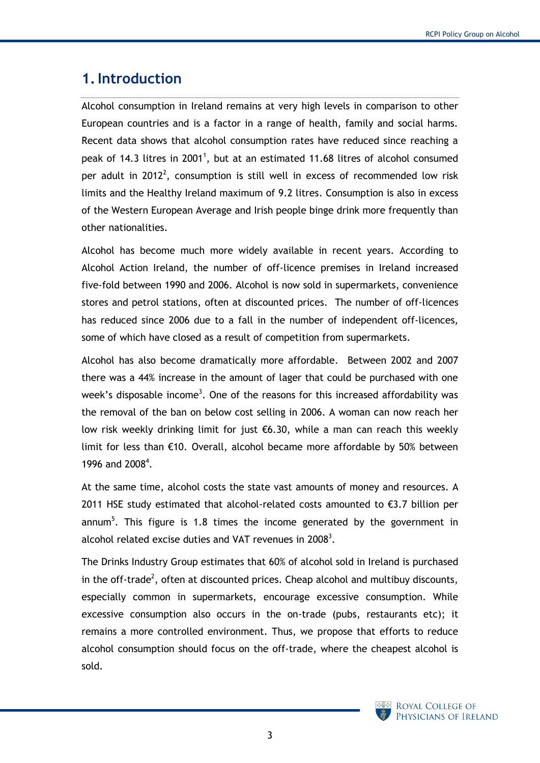# 1. Introduction

Alcohol consumption in Ireland remains at very high levels in comparison to other European countries and is a factor in a range of health, family and social harms. Recent data shows that alcohol consumption rates have reduced since reaching a peak of 14.3 litres in 2001[1], but at an estimated 11.68 litres of alcohol consumed per adult in 2012[2], consumption is still well in excess of recommended low risk limits and the Healthy Ireland maximum of 9.2 litres. Consumption is also in excess of the Western European Average and Irish people binge drink more frequently than other nationalities.

Alcohol has become much more widely available in recent years. According to Alcohol Action Ireland, the number of off-licence premises in Ireland increased five-fold between 1990 and 2006. Alcohol is now sold in supermarkets, convenience stores and petrol stations, often at discounted prices. The number of off-licences has reduced since 2006 due to a fall in the number of independent off-licences, some of which have closed as a result of competition from supermarkets.

Alcohol has also become dramatically more affordable. Between 2002 and 2007 there was a 44% increase in the amount of lager that could be purchased with one week's disposable income[3]. One of the reasons for this increased affordability was the removal of the ban on below cost selling in 2006. A woman can now reach her low risk weekly drinking limit for just €6.30, while a man can reach this weekly limit for less than €10. Overall, alcohol became more affordable by 50% between 1996 and 2008[4].

At the same time, alcohol costs the state vast amounts of money and resources. A 2011 HSE study estimated that alcohol-related costs amounted to €3.7 billion per annum[5]. This figure is 1.8 times the income generated by the government in alcohol related excise duties and VAT revenues in 2008[3].

The Drinks Industry Group estimates that 60% of alcohol sold in Ireland is purchased in the off-trade[2], often at discounted prices. Cheap alcohol and multibuy discounts, especially common in supermarkets, encourage excessive consumption. While excessive consumption also occurs in the on-trade (pubs, restaurants etc); it remains a more controlled environment. Thus, we propose that efforts to reduce alcohol consumption should focus on the off-trade, where the cheapest alcohol is sold.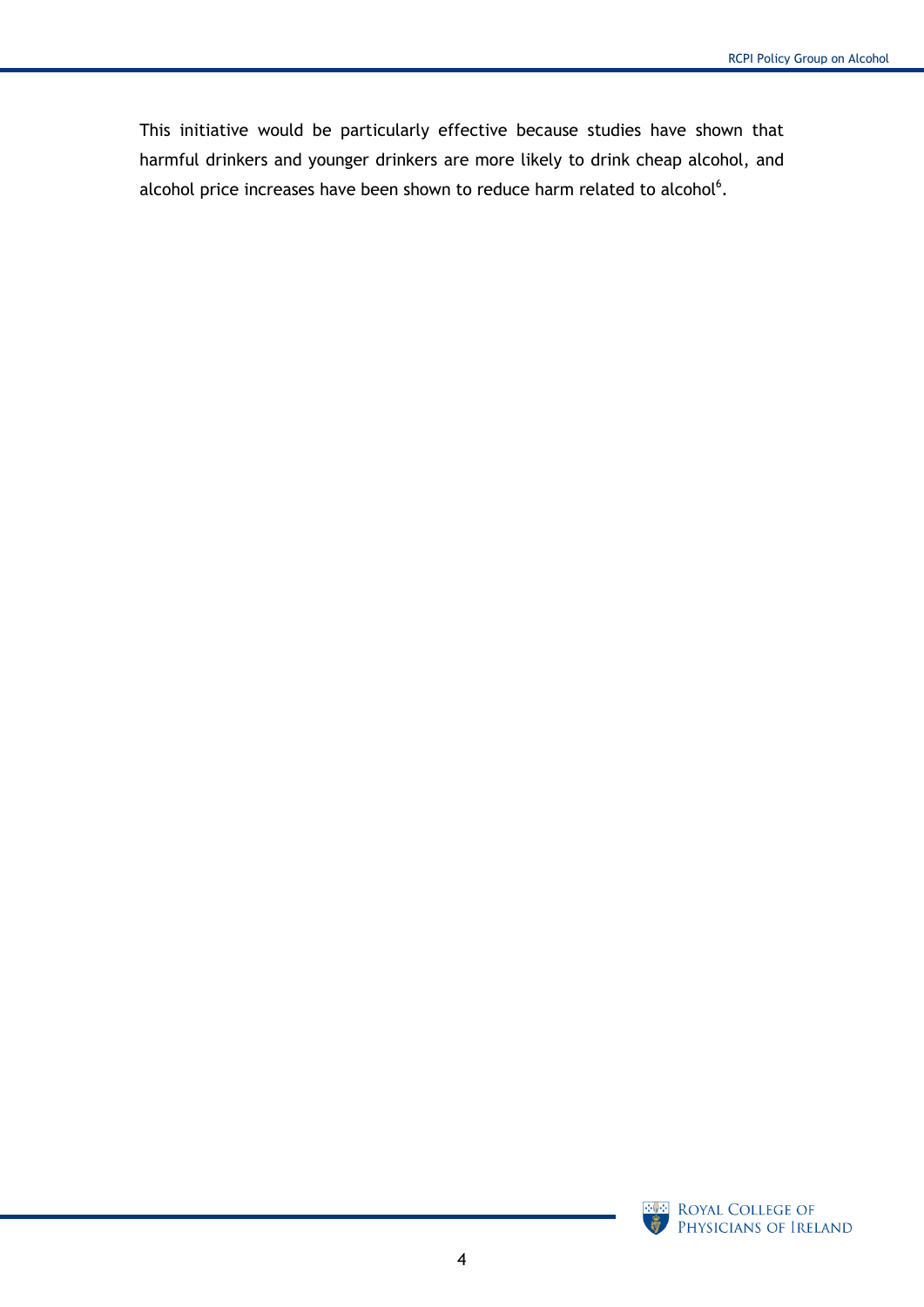This initiative would be particularly effective because studies have shown that harmful drinkers and younger drinkers are more likely to drink cheap alcohol, and alcohol price increases have been shown to reduce harm related to alcohol[6].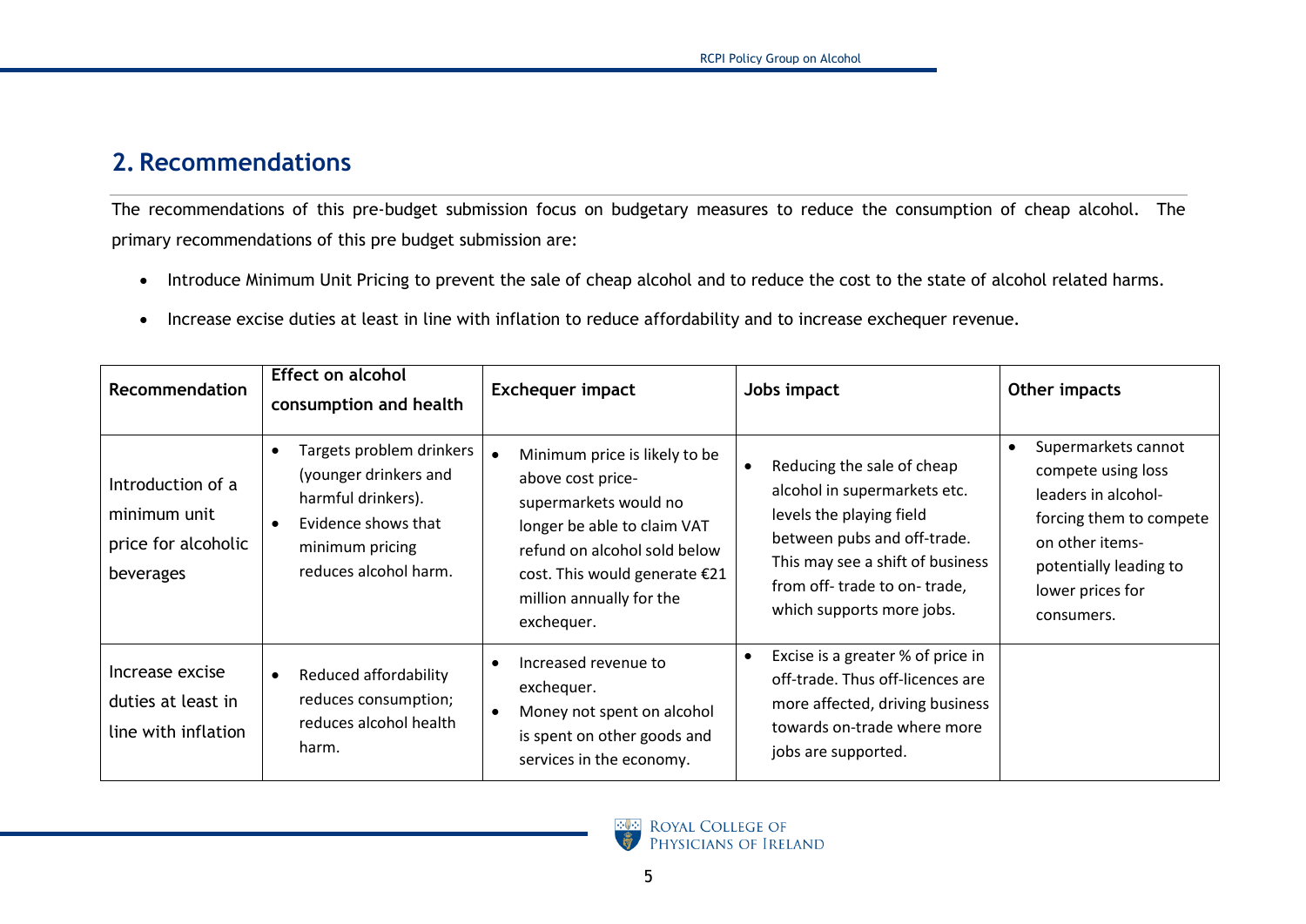## 2. Recommendations

The recommendations of this pre-budget submission focus on budgetary measures to reduce the consumption of cheap alcohol. The primary recommendations of this pre budget submission are:

- Introduce Minimum Unit Pricing to prevent the sale of cheap alcohol and to reduce the cost to the state of alcohol related harms.
- Increase excise duties at least in line with inflation to reduce affordability and to increase exchequer revenue.

| Recommendation | Effect on alcohol consumption and health | Exchequer impact | Jobs impact | Other impacts |
|---|---|---|---|---|
| Introduction of a minimum unit price for alcoholic beverages | • Targets problem drinkers (younger drinkers and harmful drinkers).<br>• Evidence shows that minimum pricing reduces alcohol harm. | • Minimum price is likely to be above cost price- supermarkets would no longer be able to claim VAT refund on alcohol sold below cost. This would generate €21 million annually for the exchequer. | • Reducing the sale of cheap alcohol in supermarkets etc. levels the playing field between pubs and off-trade. This may see a shift of business from off- trade to on- trade, which supports more jobs. | • Supermarkets cannot compete using loss leaders in alcohol- forcing them to compete on other items- potentially leading to lower prices for consumers. |
| Increase excise duties at least in line with inflation | • Reduced affordability reduces consumption; reduces alcohol health harm. | • Increased revenue to exchequer.<br>• Money not spent on alcohol is spent on other goods and services in the economy. | • Excise is a greater % of price in off-trade. Thus off-licences are more affected, driving business towards on-trade where more jobs are supported. | |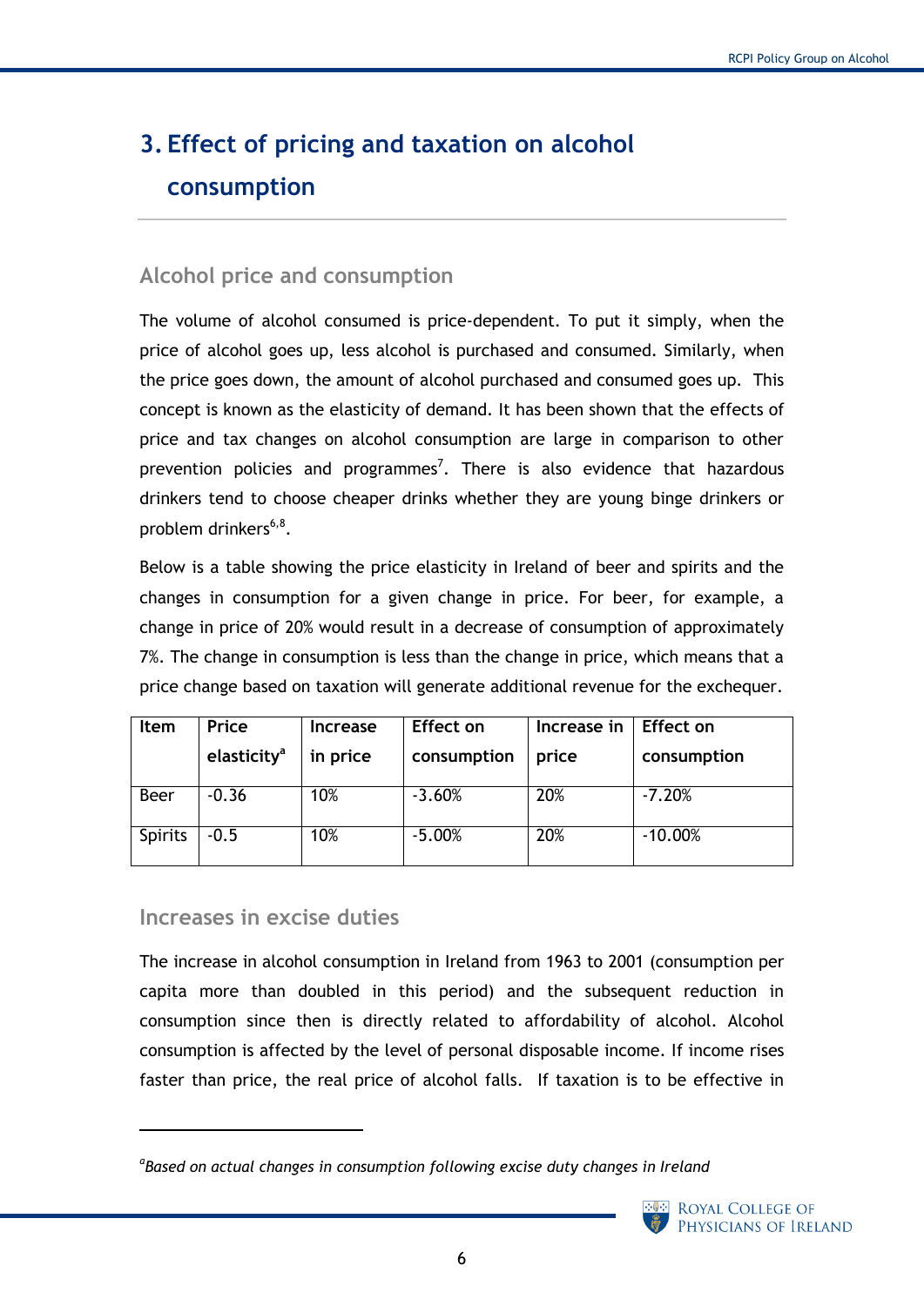# 3. Effect of pricing and taxation on alcohol consumption

## Alcohol price and consumption

The volume of alcohol consumed is price-dependent. To put it simply, when the price of alcohol goes up, less alcohol is purchased and consumed. Similarly, when the price goes down, the amount of alcohol purchased and consumed goes up. This concept is known as the elasticity of demand. It has been shown that the effects of price and tax changes on alcohol consumption are large in comparison to other prevention policies and programmes[7]. There is also evidence that hazardous drinkers tend to choose cheaper drinks whether they are young binge drinkers or problem drinkers[6,8].

Below is a table showing the price elasticity in Ireland of beer and spirits and the changes in consumption for a given change in price. For beer, for example, a change in price of 20% would result in a decrease of consumption of approximately 7%. The change in consumption is less than the change in price, which means that a price change based on taxation will generate additional revenue for the exchequer.

| Item | Price elasticity[a] | Increase in price | Effect on consumption | Increase in price | Effect on consumption |
|---|---|---|---|---|---|
| Beer | -0.36 | 10% | -3.60% | 20% | -7.20% |
| Spirits | -0.5 | 10% | -5.00% | 20% | -10.00% |

## Increases in excise duties

The increase in alcohol consumption in Ireland from 1963 to 2001 (consumption per capita more than doubled in this period) and the subsequent reduction in consumption since then is directly related to affordability of alcohol. Alcohol consumption is affected by the level of personal disposable income. If income rises faster than price, the real price of alcohol falls. If taxation is to be effective in

[a] *Based on actual changes in consumption following excise duty changes in Ireland*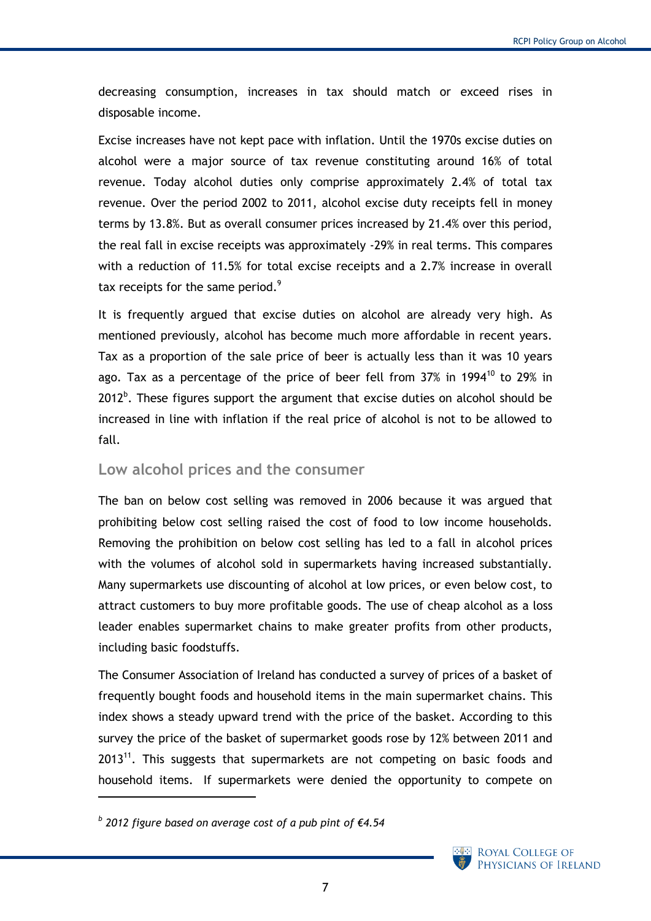decreasing consumption, increases in tax should match or exceed rises in disposable income.

Excise increases have not kept pace with inflation. Until the 1970s excise duties on alcohol were a major source of tax revenue constituting around 16% of total revenue. Today alcohol duties only comprise approximately 2.4% of total tax revenue. Over the period 2002 to 2011, alcohol excise duty receipts fell in money terms by 13.8%. But as overall consumer prices increased by 21.4% over this period, the real fall in excise receipts was approximately -29% in real terms. This compares with a reduction of 11.5% for total excise receipts and a 2.7% increase in overall tax receipts for the same period.[9]

It is frequently argued that excise duties on alcohol are already very high. As mentioned previously, alcohol has become much more affordable in recent years. Tax as a proportion of the sale price of beer is actually less than it was 10 years ago. Tax as a percentage of the price of beer fell from 37% in 1994[10] to 29% in 2012[b]. These figures support the argument that excise duties on alcohol should be increased in line with inflation if the real price of alcohol is not to be allowed to fall.

## Low alcohol prices and the consumer

The ban on below cost selling was removed in 2006 because it was argued that prohibiting below cost selling raised the cost of food to low income households. Removing the prohibition on below cost selling has led to a fall in alcohol prices with the volumes of alcohol sold in supermarkets having increased substantially. Many supermarkets use discounting of alcohol at low prices, or even below cost, to attract customers to buy more profitable goods. The use of cheap alcohol as a loss leader enables supermarket chains to make greater profits from other products, including basic foodstuffs.

The Consumer Association of Ireland has conducted a survey of prices of a basket of frequently bought foods and household items in the main supermarket chains. This index shows a steady upward trend with the price of the basket. According to this survey the price of the basket of supermarket goods rose by 12% between 2011 and 2013[11]. This suggests that supermarkets are not competing on basic foods and household items. If supermarkets were denied the opportunity to compete on

---

[b] *2012 figure based on average cost of a pub pint of €4.54*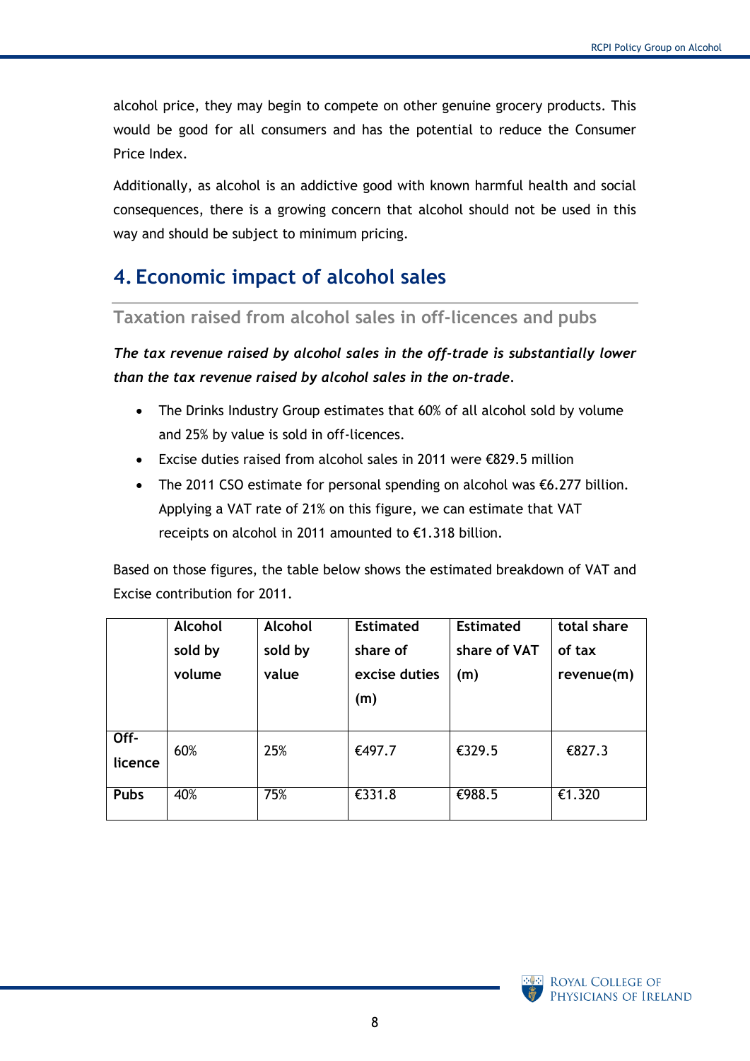alcohol price, they may begin to compete on other genuine grocery products. This would be good for all consumers and has the potential to reduce the Consumer Price Index.

Additionally, as alcohol is an addictive good with known harmful health and social consequences, there is a growing concern that alcohol should not be used in this way and should be subject to minimum pricing.

# 4. Economic impact of alcohol sales

## Taxation raised from alcohol sales in off-licences and pubs

***The tax revenue raised by alcohol sales in the off-trade is substantially lower than the tax revenue raised by alcohol sales in the on-trade.***

- The Drinks Industry Group estimates that 60% of all alcohol sold by volume and 25% by value is sold in off-licences.
- Excise duties raised from alcohol sales in 2011 were €829.5 million
- The 2011 CSO estimate for personal spending on alcohol was €6.277 billion. Applying a VAT rate of 21% on this figure, we can estimate that VAT receipts on alcohol in 2011 amounted to €1.318 billion.

Based on those figures, the table below shows the estimated breakdown of VAT and Excise contribution for 2011.

| | Alcohol sold by volume | Alcohol sold by value | Estimated share of excise duties (m) | Estimated share of VAT (m) | total share of tax revenue(m) |
|---|---|---|---|---|---|
| **Off-licence** | 60% | 25% | €497.7 | €329.5 | €827.3 |
| **Pubs** | 40% | 75% | €331.8 | €988.5 | €1.320 |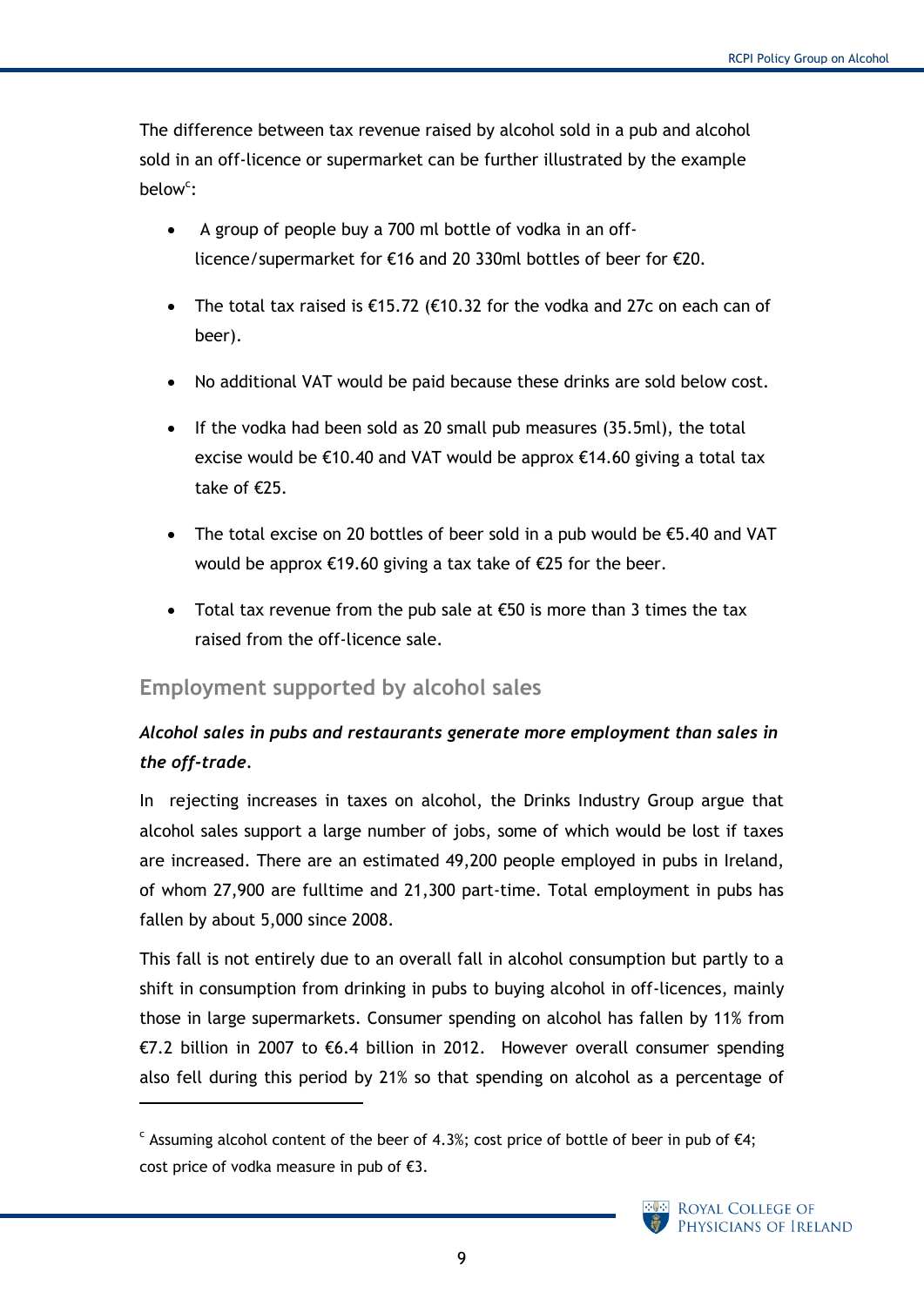The difference between tax revenue raised by alcohol sold in a pub and alcohol sold in an off-licence or supermarket can be further illustrated by the example below[c]:

- A group of people buy a 700 ml bottle of vodka in an off-licence/supermarket for €16 and 20 330ml bottles of beer for €20.
- The total tax raised is €15.72 (€10.32 for the vodka and 27c on each can of beer).
- No additional VAT would be paid because these drinks are sold below cost.
- If the vodka had been sold as 20 small pub measures (35.5ml), the total excise would be €10.40 and VAT would be approx €14.60 giving a total tax take of €25.
- The total excise on 20 bottles of beer sold in a pub would be €5.40 and VAT would be approx €19.60 giving a tax take of €25 for the beer.
- Total tax revenue from the pub sale at €50 is more than 3 times the tax raised from the off-licence sale.

## Employment supported by alcohol sales

***Alcohol sales in pubs and restaurants generate more employment than sales in the off-trade.***

In rejecting increases in taxes on alcohol, the Drinks Industry Group argue that alcohol sales support a large number of jobs, some of which would be lost if taxes are increased. There are an estimated 49,200 people employed in pubs in Ireland, of whom 27,900 are fulltime and 21,300 part-time. Total employment in pubs has fallen by about 5,000 since 2008.

This fall is not entirely due to an overall fall in alcohol consumption but partly to a shift in consumption from drinking in pubs to buying alcohol in off-licences, mainly those in large supermarkets. Consumer spending on alcohol has fallen by 11% from €7.2 billion in 2007 to €6.4 billion in 2012. However overall consumer spending also fell during this period by 21% so that spending on alcohol as a percentage of

---

[c] Assuming alcohol content of the beer of 4.3%; cost price of bottle of beer in pub of €4; cost price of vodka measure in pub of €3.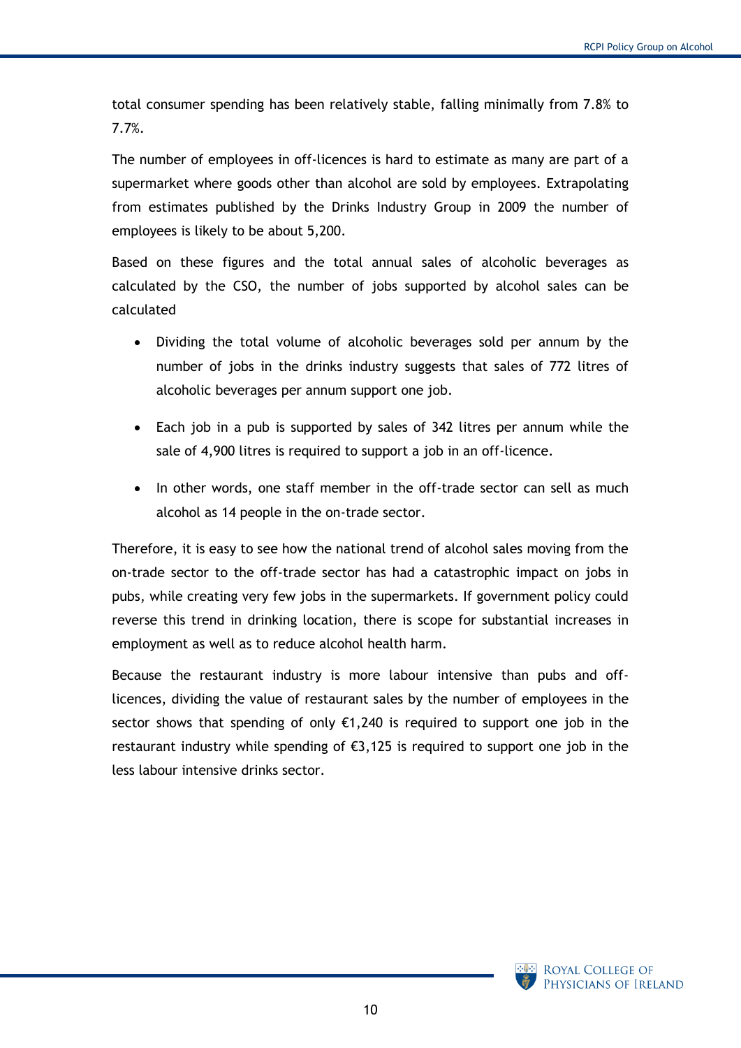total consumer spending has been relatively stable, falling minimally from 7.8% to 7.7%.

The number of employees in off-licences is hard to estimate as many are part of a supermarket where goods other than alcohol are sold by employees. Extrapolating from estimates published by the Drinks Industry Group in 2009 the number of employees is likely to be about 5,200.

Based on these figures and the total annual sales of alcoholic beverages as calculated by the CSO, the number of jobs supported by alcohol sales can be calculated

- Dividing the total volume of alcoholic beverages sold per annum by the number of jobs in the drinks industry suggests that sales of 772 litres of alcoholic beverages per annum support one job.
- Each job in a pub is supported by sales of 342 litres per annum while the sale of 4,900 litres is required to support a job in an off-licence.
- In other words, one staff member in the off-trade sector can sell as much alcohol as 14 people in the on-trade sector.

Therefore, it is easy to see how the national trend of alcohol sales moving from the on-trade sector to the off-trade sector has had a catastrophic impact on jobs in pubs, while creating very few jobs in the supermarkets. If government policy could reverse this trend in drinking location, there is scope for substantial increases in employment as well as to reduce alcohol health harm.

Because the restaurant industry is more labour intensive than pubs and off-licences, dividing the value of restaurant sales by the number of employees in the sector shows that spending of only €1,240 is required to support one job in the restaurant industry while spending of €3,125 is required to support one job in the less labour intensive drinks sector.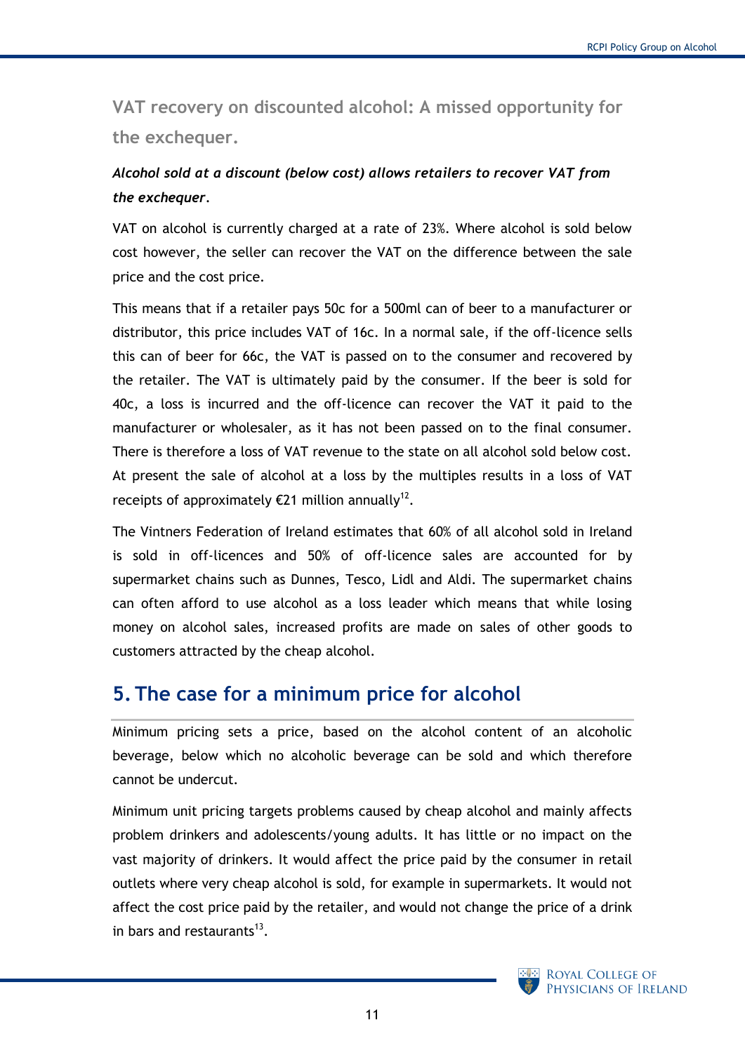### VAT recovery on discounted alcohol: A missed opportunity for the exchequer.

***Alcohol sold at a discount (below cost) allows retailers to recover VAT from the exchequer.***

VAT on alcohol is currently charged at a rate of 23%. Where alcohol is sold below cost however, the seller can recover the VAT on the difference between the sale price and the cost price.

This means that if a retailer pays 50c for a 500ml can of beer to a manufacturer or distributor, this price includes VAT of 16c. In a normal sale, if the off-licence sells this can of beer for 66c, the VAT is passed on to the consumer and recovered by the retailer. The VAT is ultimately paid by the consumer. If the beer is sold for 40c, a loss is incurred and the off-licence can recover the VAT it paid to the manufacturer or wholesaler, as it has not been passed on to the final consumer. There is therefore a loss of VAT revenue to the state on all alcohol sold below cost. At present the sale of alcohol at a loss by the multiples results in a loss of VAT receipts of approximately €21 million annually[12].

The Vintners Federation of Ireland estimates that 60% of all alcohol sold in Ireland is sold in off-licences and 50% of off-licence sales are accounted for by supermarket chains such as Dunnes, Tesco, Lidl and Aldi. The supermarket chains can often afford to use alcohol as a loss leader which means that while losing money on alcohol sales, increased profits are made on sales of other goods to customers attracted by the cheap alcohol.

## 5. The case for a minimum price for alcohol

Minimum pricing sets a price, based on the alcohol content of an alcoholic beverage, below which no alcoholic beverage can be sold and which therefore cannot be undercut.

Minimum unit pricing targets problems caused by cheap alcohol and mainly affects problem drinkers and adolescents/young adults. It has little or no impact on the vast majority of drinkers. It would affect the price paid by the consumer in retail outlets where very cheap alcohol is sold, for example in supermarkets. It would not affect the cost price paid by the retailer, and would not change the price of a drink in bars and restaurants[13].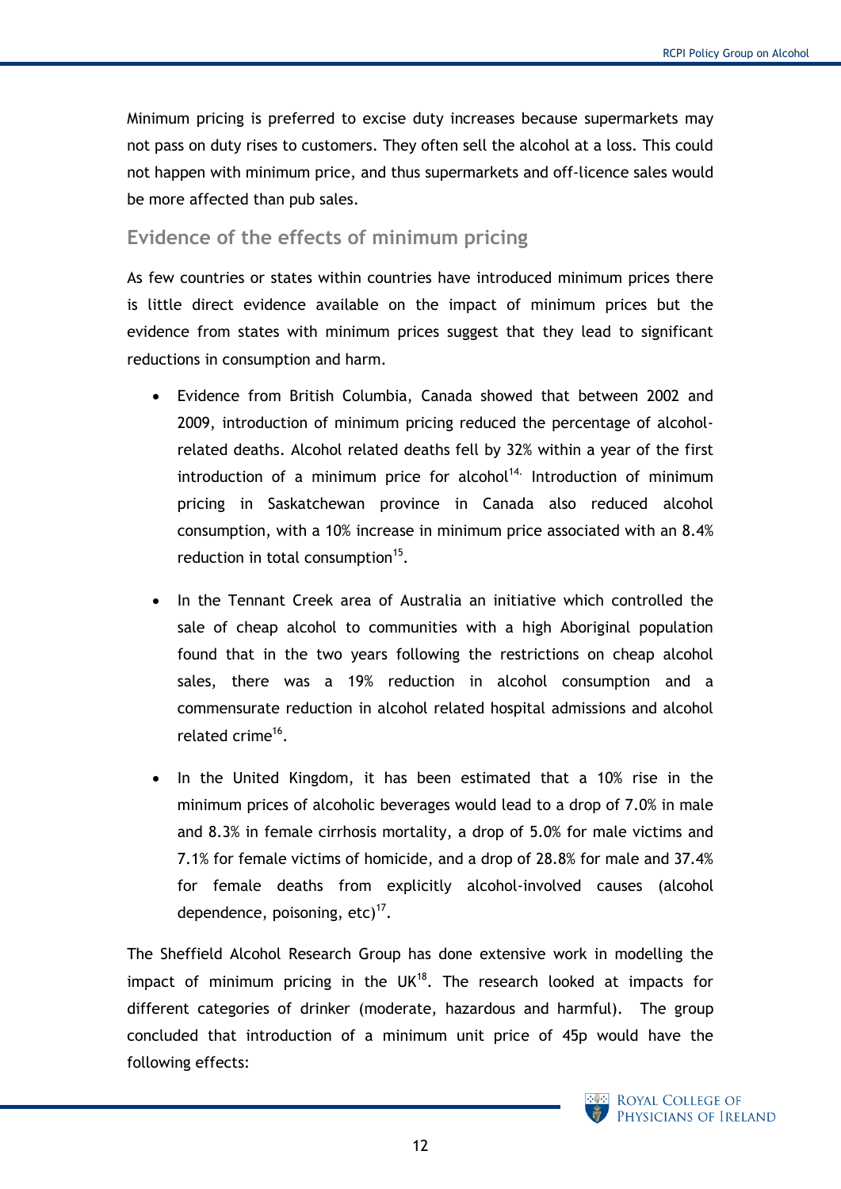Minimum pricing is preferred to excise duty increases because supermarkets may not pass on duty rises to customers. They often sell the alcohol at a loss. This could not happen with minimum price, and thus supermarkets and off-licence sales would be more affected than pub sales.

## Evidence of the effects of minimum pricing

As few countries or states within countries have introduced minimum prices there is little direct evidence available on the impact of minimum prices but the evidence from states with minimum prices suggest that they lead to significant reductions in consumption and harm.

- Evidence from British Columbia, Canada showed that between 2002 and 2009, introduction of minimum pricing reduced the percentage of alcohol-related deaths. Alcohol related deaths fell by 32% within a year of the first introduction of a minimum price for alcohol[14]. Introduction of minimum pricing in Saskatchewan province in Canada also reduced alcohol consumption, with a 10% increase in minimum price associated with an 8.4% reduction in total consumption[15].

- In the Tennant Creek area of Australia an initiative which controlled the sale of cheap alcohol to communities with a high Aboriginal population found that in the two years following the restrictions on cheap alcohol sales, there was a 19% reduction in alcohol consumption and a commensurate reduction in alcohol related hospital admissions and alcohol related crime[16].

- In the United Kingdom, it has been estimated that a 10% rise in the minimum prices of alcoholic beverages would lead to a drop of 7.0% in male and 8.3% in female cirrhosis mortality, a drop of 5.0% for male victims and 7.1% for female victims of homicide, and a drop of 28.8% for male and 37.4% for female deaths from explicitly alcohol-involved causes (alcohol dependence, poisoning, etc)[17].

The Sheffield Alcohol Research Group has done extensive work in modelling the impact of minimum pricing in the UK[18]. The research looked at impacts for different categories of drinker (moderate, hazardous and harmful). The group concluded that introduction of a minimum unit price of 45p would have the following effects: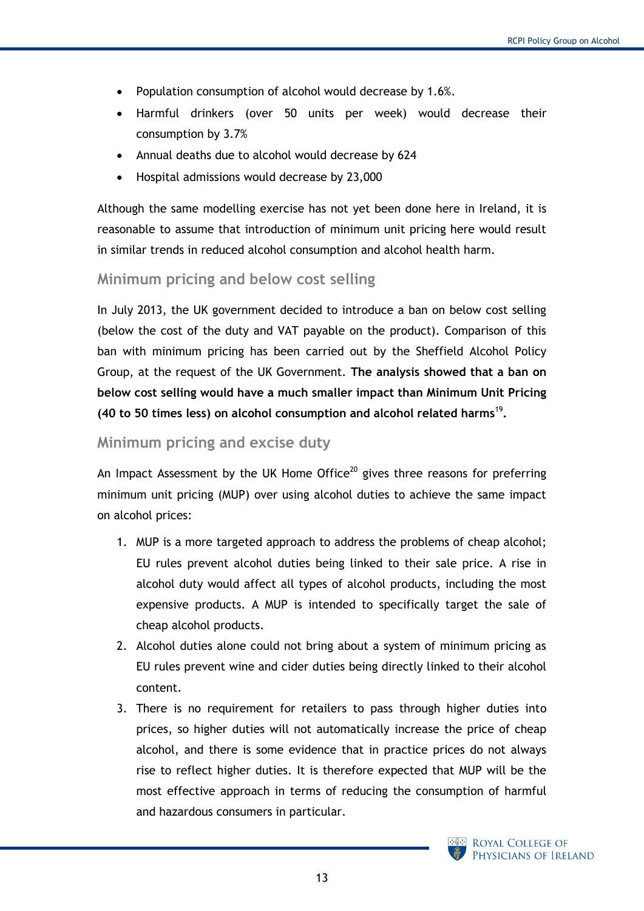- Population consumption of alcohol would decrease by 1.6%.
- Harmful drinkers (over 50 units per week) would decrease their consumption by 3.7%
- Annual deaths due to alcohol would decrease by 624
- Hospital admissions would decrease by 23,000

Although the same modelling exercise has not yet been done here in Ireland, it is reasonable to assume that introduction of minimum unit pricing here would result in similar trends in reduced alcohol consumption and alcohol health harm.

## Minimum pricing and below cost selling

In July 2013, the UK government decided to introduce a ban on below cost selling (below the cost of the duty and VAT payable on the product). Comparison of this ban with minimum pricing has been carried out by the Sheffield Alcohol Policy Group, at the request of the UK Government. **The analysis showed that a ban on below cost selling would have a much smaller impact than Minimum Unit Pricing (40 to 50 times less) on alcohol consumption and alcohol related harms[19].**

## Minimum pricing and excise duty

An Impact Assessment by the UK Home Office[20] gives three reasons for preferring minimum unit pricing (MUP) over using alcohol duties to achieve the same impact on alcohol prices:

1. MUP is a more targeted approach to address the problems of cheap alcohol; EU rules prevent alcohol duties being linked to their sale price. A rise in alcohol duty would affect all types of alcohol products, including the most expensive products. A MUP is intended to specifically target the sale of cheap alcohol products.
2. Alcohol duties alone could not bring about a system of minimum pricing as EU rules prevent wine and cider duties being directly linked to their alcohol content.
3. There is no requirement for retailers to pass through higher duties into prices, so higher duties will not automatically increase the price of cheap alcohol, and there is some evidence that in practice prices do not always rise to reflect higher duties. It is therefore expected that MUP will be the most effective approach in terms of reducing the consumption of harmful and hazardous consumers in particular.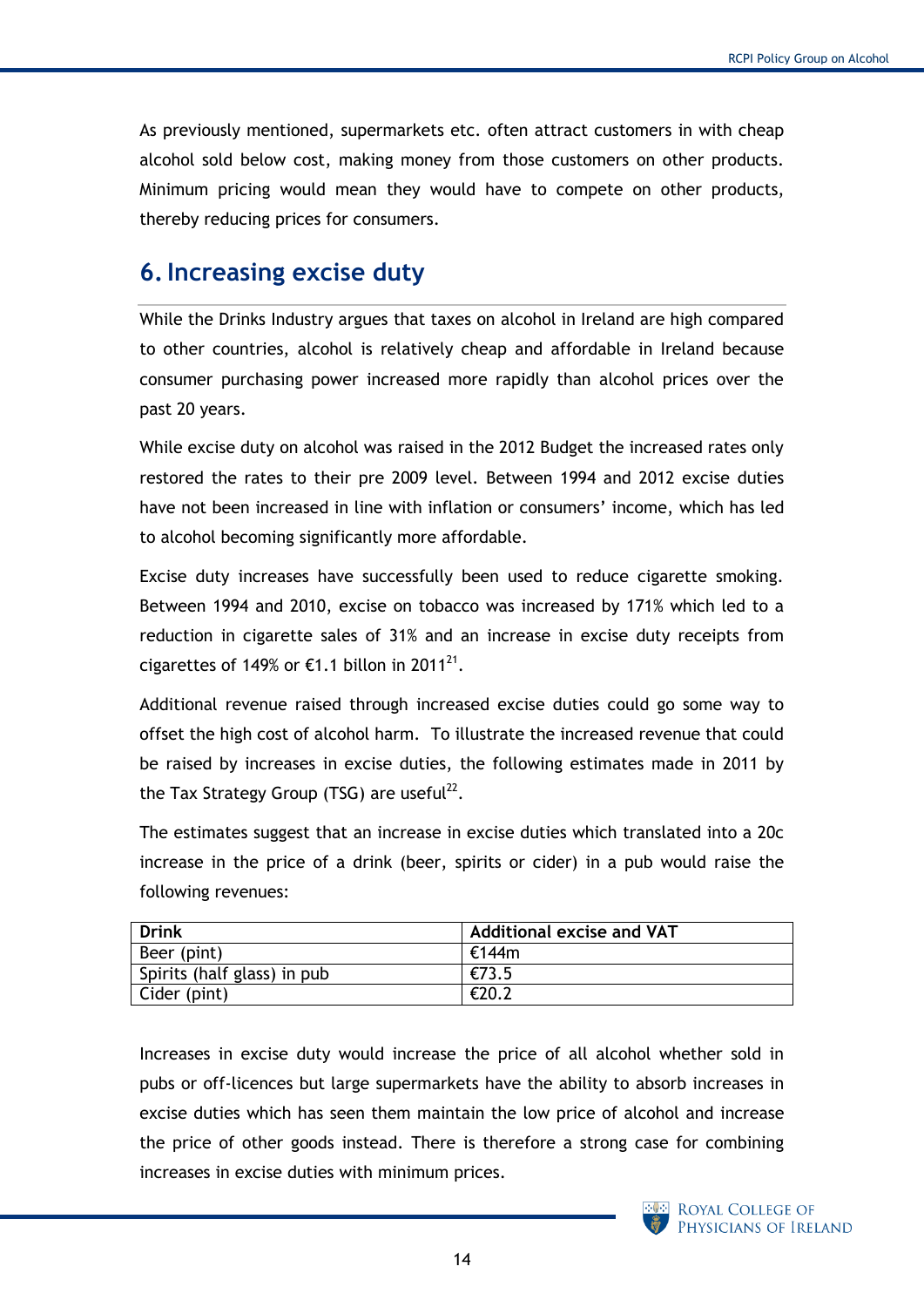As previously mentioned, supermarkets etc. often attract customers in with cheap alcohol sold below cost, making money from those customers on other products. Minimum pricing would mean they would have to compete on other products, thereby reducing prices for consumers.

## 6. Increasing excise duty

While the Drinks Industry argues that taxes on alcohol in Ireland are high compared to other countries, alcohol is relatively cheap and affordable in Ireland because consumer purchasing power increased more rapidly than alcohol prices over the past 20 years.

While excise duty on alcohol was raised in the 2012 Budget the increased rates only restored the rates to their pre 2009 level. Between 1994 and 2012 excise duties have not been increased in line with inflation or consumers' income, which has led to alcohol becoming significantly more affordable.

Excise duty increases have successfully been used to reduce cigarette smoking. Between 1994 and 2010, excise on tobacco was increased by 171% which led to a reduction in cigarette sales of 31% and an increase in excise duty receipts from cigarettes of 149% or €1.1 billon in 2011[21].

Additional revenue raised through increased excise duties could go some way to offset the high cost of alcohol harm. To illustrate the increased revenue that could be raised by increases in excise duties, the following estimates made in 2011 by the Tax Strategy Group (TSG) are useful[22].

The estimates suggest that an increase in excise duties which translated into a 20c increase in the price of a drink (beer, spirits or cider) in a pub would raise the following revenues:

| Drink | Additional excise and VAT |
|---|---|
| Beer (pint) | €144m |
| Spirits (half glass) in pub | €73.5 |
| Cider (pint) | €20.2 |

Increases in excise duty would increase the price of all alcohol whether sold in pubs or off-licences but large supermarkets have the ability to absorb increases in excise duties which has seen them maintain the low price of alcohol and increase the price of other goods instead. There is therefore a strong case for combining increases in excise duties with minimum prices.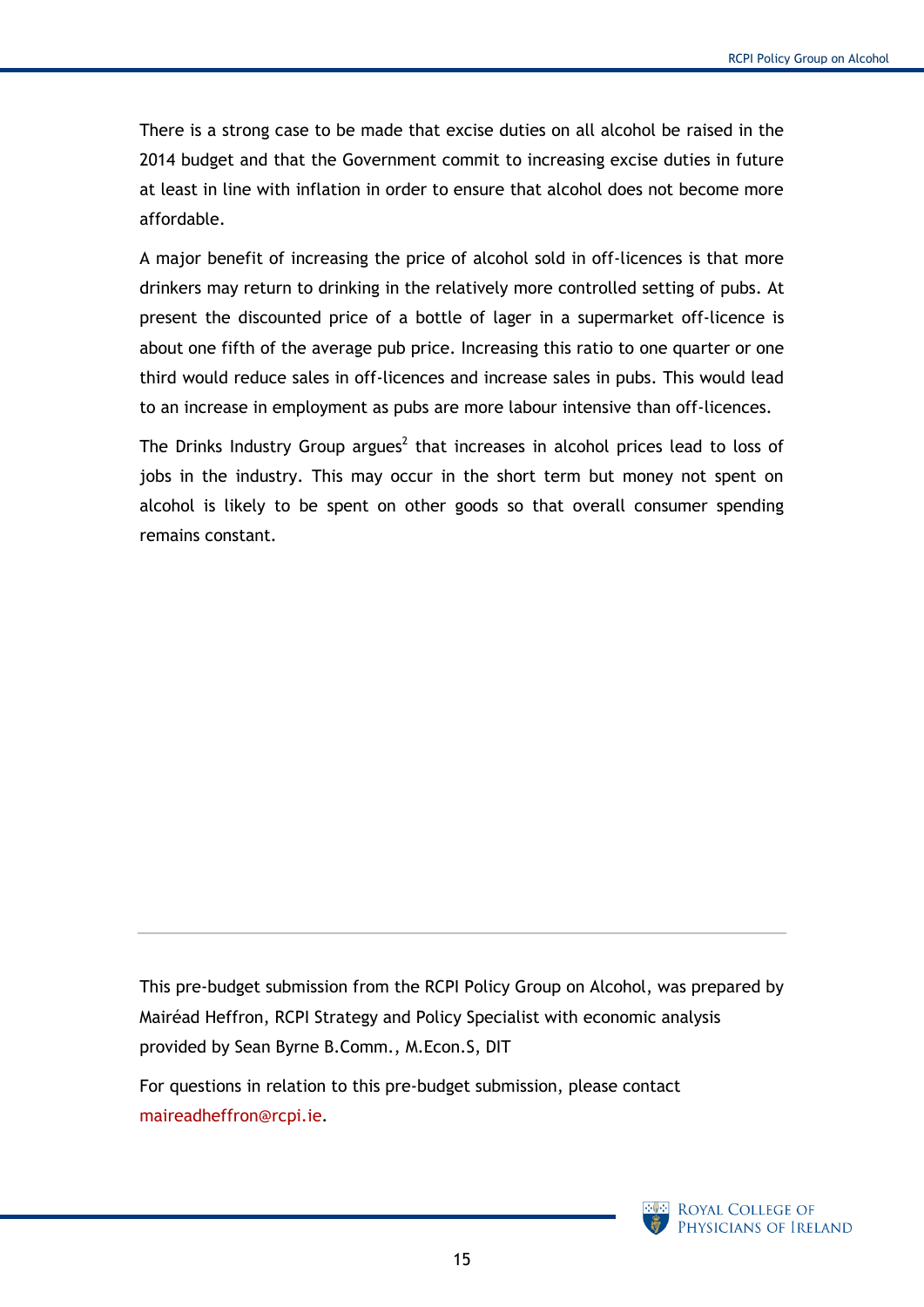There is a strong case to be made that excise duties on all alcohol be raised in the 2014 budget and that the Government commit to increasing excise duties in future at least in line with inflation in order to ensure that alcohol does not become more affordable.

A major benefit of increasing the price of alcohol sold in off-licences is that more drinkers may return to drinking in the relatively more controlled setting of pubs. At present the discounted price of a bottle of lager in a supermarket off-licence is about one fifth of the average pub price. Increasing this ratio to one quarter or one third would reduce sales in off-licences and increase sales in pubs. This would lead to an increase in employment as pubs are more labour intensive than off-licences.

The Drinks Industry Group argues[2] that increases in alcohol prices lead to loss of jobs in the industry. This may occur in the short term but money not spent on alcohol is likely to be spent on other goods so that overall consumer spending remains constant.

---

This pre-budget submission from the RCPI Policy Group on Alcohol, was prepared by Mairéad Heffron, RCPI Strategy and Policy Specialist with economic analysis provided by Sean Byrne B.Comm., M.Econ.S, DIT

For questions in relation to this pre-budget submission, please contact maireadheffron@rcpi.ie.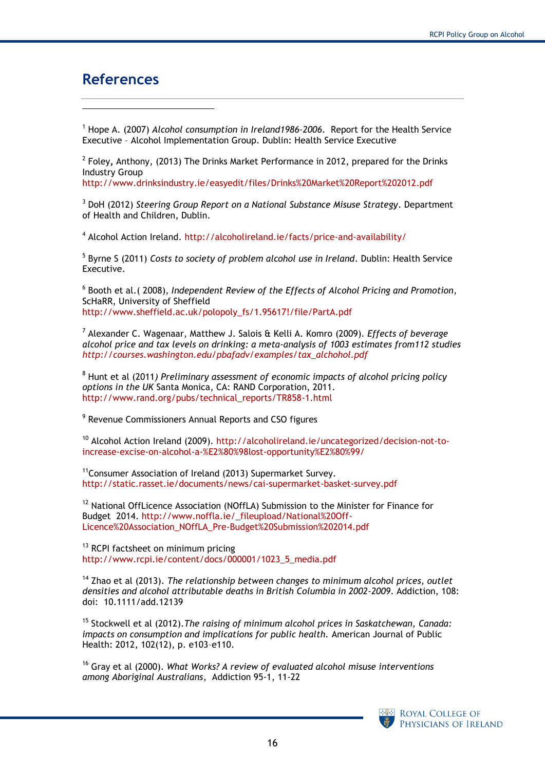# References

[1] Hope A. (2007) *Alcohol consumption in Ireland1986-2006*. Report for the Health Service Executive – Alcohol Implementation Group. Dublin: Health Service Executive

[2] Foley, Anthony, (2013) The Drinks Market Performance in 2012, prepared for the Drinks Industry Group http://www.drinksindustry.ie/easyedit/files/Drinks%20Market%20Report%202012.pdf

[3] DoH (2012) *Steering Group Report on a National Substance Misuse Strategy*. Department of Health and Children, Dublin.

[4] Alcohol Action Ireland. http://alcoholireland.ie/facts/price-and-availability/

[5] Byrne S (2011) *Costs to society of problem alcohol use in Ireland*. Dublin: Health Service Executive.

[6] Booth et al.( 2008), *Independent Review of the Effects of Alcohol Pricing and Promotion*, ScHaRR, University of Sheffield http://www.sheffield.ac.uk/polopoly_fs/1.95617!/file/PartA.pdf

[7] Alexander C. Wagenaar, Matthew J. Salois & Kelli A. Komro (2009). *Effects of beverage alcohol price and tax levels on drinking: a meta-analysis of 1003 estimates from112 studies* *http://courses.washington.edu/pbafadv/examples/tax_alchohol.pdf*

[8] Hunt et al (2011*) Preliminary assessment of economic impacts of alcohol pricing policy options in the UK* Santa Monica, CA: RAND Corporation, 2011. http://www.rand.org/pubs/technical_reports/TR858-1.html

[9] Revenue Commissioners Annual Reports and CSO figures

[10] Alcohol Action Ireland (2009). http://alcoholireland.ie/uncategorized/decision-not-to-increase-excise-on-alcohol-a-%E2%80%98lost-opportunity%E2%80%99/

[11]Consumer Association of Ireland (2013) Supermarket Survey. http://static.rasset.ie/documents/news/cai-supermarket-basket-survey.pdf

[12] National OffLicence Association (NOffLA) Submission to the Minister for Finance for Budget 2014. http://www.noffla.ie/_fileupload/National%20Off-Licence%20Association_NOffLA_Pre-Budget%20Submission%202014.pdf

[13] RCPI factsheet on minimum pricing http://www.rcpi.ie/content/docs/000001/1023_5_media.pdf

[14] Zhao et al (2013). *The relationship between changes to minimum alcohol prices, outlet densities and alcohol attributable deaths in British Columbia in 2002-2009*. Addiction, 108: doi: 10.1111/add.12139

[15] Stockwell et al (2012).*The raising of minimum alcohol prices in Saskatchewan, Canada: impacts on consumption and implications for public health*. American Journal of Public Health: 2012, 102(12), p. e103–e110.

[16] Gray et al (2000). *What Works? A review of evaluated alcohol misuse interventions among Aboriginal Australians*, Addiction 95-1, 11-22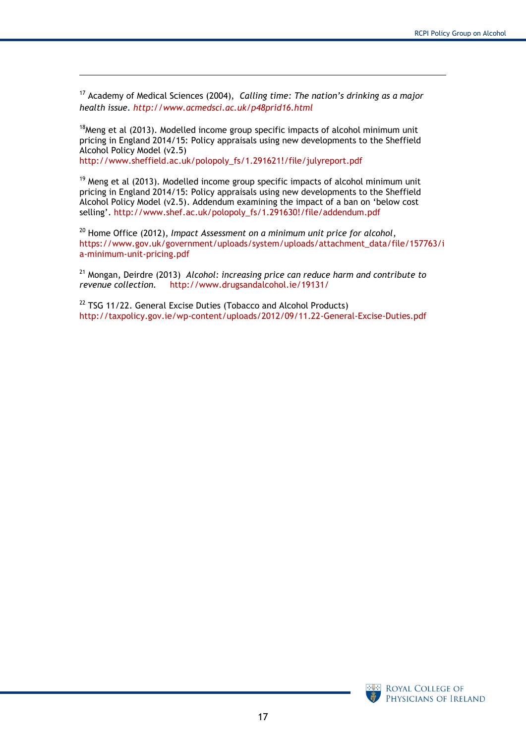[17] Academy of Medical Sciences (2004), *Calling time: The nation's drinking as a major health issue*. *http://www.acmedsci.ac.uk/p48prid16.html*

[18]Meng et al (2013). Modelled income group specific impacts of alcohol minimum unit pricing in England 2014/15: Policy appraisals using new developments to the Sheffield Alcohol Policy Model (v2.5) http://www.sheffield.ac.uk/polopoly_fs/1.291621!/file/julyreport.pdf

[19] Meng et al (2013). Modelled income group specific impacts of alcohol minimum unit pricing in England 2014/15: Policy appraisals using new developments to the Sheffield Alcohol Policy Model (v2.5). Addendum examining the impact of a ban on 'below cost selling'. http://www.shef.ac.uk/polopoly_fs/1.291630!/file/addendum.pdf

[20] Home Office (2012), *Impact Assessment on a minimum unit price for alcohol*, https://www.gov.uk/government/uploads/system/uploads/attachment_data/file/157763/ia-minimum-unit-pricing.pdf

[21] Mongan, Deirdre (2013) *Alcohol: increasing price can reduce harm and contribute to revenue collection.* http://www.drugsandalcohol.ie/19131/

[22] TSG 11/22. General Excise Duties (Tobacco and Alcohol Products) http://taxpolicy.gov.ie/wp-content/uploads/2012/09/11.22-General-Excise-Duties.pdf